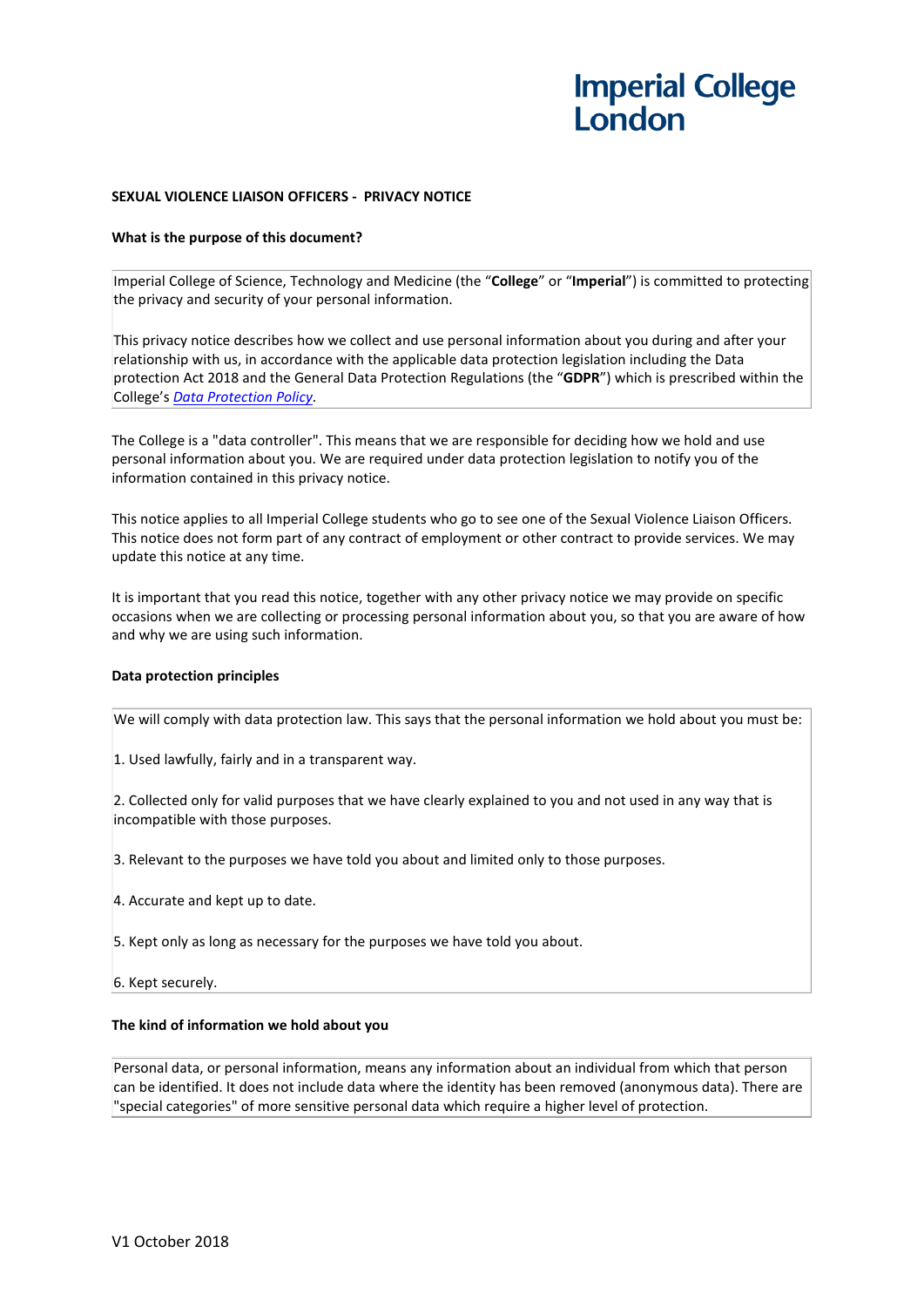Imperial College London

**SEXUAL VIOLENCE LIAISON OFFICERS - PRIVACY NOTICE**

**What is the purpose of this document?**

Imperial College of Science, Technology and Medicine (the "**College**" or "**Imperial**") is committed to protecting the privacy and security of your personal information.

This privacy notice describes how we collect and use personal information about you during and after your relationship with us, in accordance with the applicable data protection legislation including the Data protection Act 2018 and the General Data Protection Regulations (the "**GDPR**") which is prescribed within the College's *Data Protection Policy*.

The College is a "data controller". This means that we are responsible for deciding how we hold and use personal information about you. We are required under data protection legislation to notify you of the information contained in this privacy notice.

This notice applies to all Imperial College students who go to see one of the Sexual Violence Liaison Officers. This notice does not form part of any contract of employment or other contract to provide services. We may update this notice at any time.

It is important that you read this notice, together with any other privacy notice we may provide on specific occasions when we are collecting or processing personal information about you, so that you are aware of how and why we are using such information.

**Data protection principles**

We will comply with data protection law. This says that the personal information we hold about you must be:

1. Used lawfully, fairly and in a transparent way.

2. Collected only for valid purposes that we have clearly explained to you and not used in any way that is incompatible with those purposes.

3. Relevant to the purposes we have told you about and limited only to those purposes.

4. Accurate and kept up to date.

5. Kept only as long as necessary for the purposes we have told you about.

6. Kept securely.

**The kind of information we hold about you**

Personal data, or personal information, means any information about an individual from which that person can be identified. It does not include data where the identity has been removed (anonymous data). There are "special categories" of more sensitive personal data which require a higher level of protection.

V1 October 2018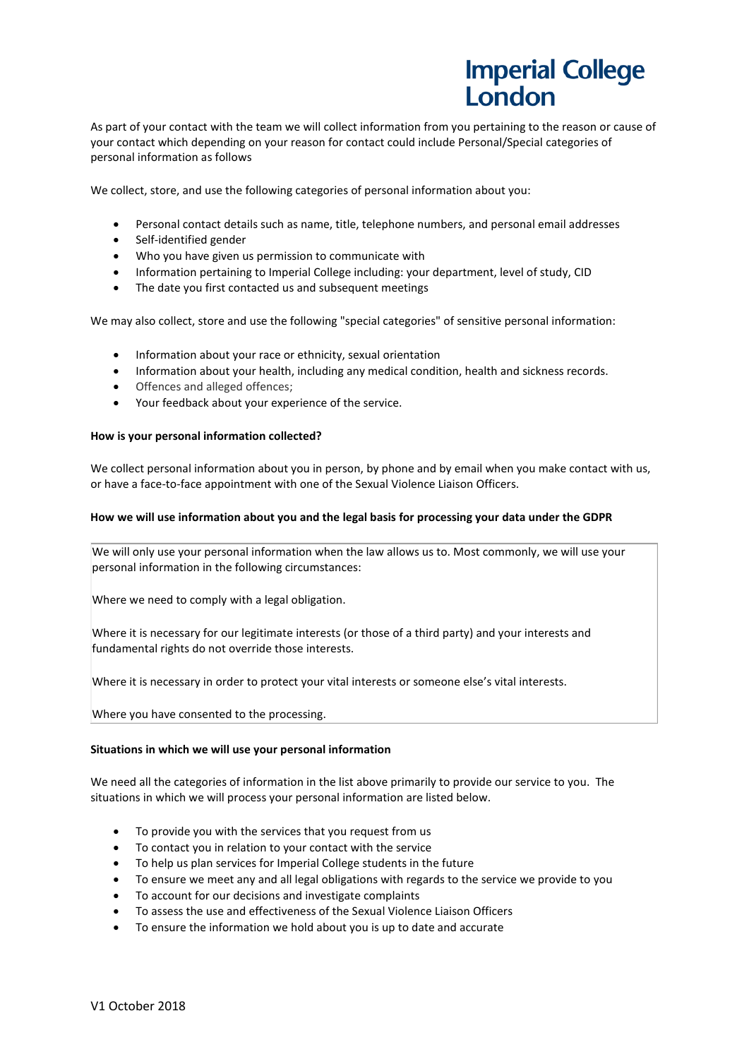As part of your contact with the team we will collect information from you pertaining to the reason or cause of your contact which depending on your reason for contact could include Personal/Special categories of personal information as follows

We collect, store, and use the following categories of personal information about you:

- Personal contact details such as name, title, telephone numbers, and personal email addresses
- Self-identified gender
- Who you have given us permission to communicate with
- Information pertaining to Imperial College including: your department, level of study, CID
- The date you first contacted us and subsequent meetings

We may also collect, store and use the following "special categories" of sensitive personal information:

- Information about your race or ethnicity, sexual orientation
- Information about your health, including any medical condition, health and sickness records.
- Offences and alleged offences;
- Your feedback about your experience of the service.

**How is your personal information collected?**

We collect personal information about you in person, by phone and by email when you make contact with us, or have a face-to-face appointment with one of the Sexual Violence Liaison Officers.

**How we will use information about you and the legal basis for processing your data under the GDPR**

We will only use your personal information when the law allows us to. Most commonly, we will use your personal information in the following circumstances:

Where we need to comply with a legal obligation.

Where it is necessary for our legitimate interests (or those of a third party) and your interests and fundamental rights do not override those interests.

Where it is necessary in order to protect your vital interests or someone else's vital interests.

Where you have consented to the processing.

**Situations in which we will use your personal information**

We need all the categories of information in the list above primarily to provide our service to you. The situations in which we will process your personal information are listed below.

- To provide you with the services that you request from us
- To contact you in relation to your contact with the service
- To help us plan services for Imperial College students in the future
- To ensure we meet any and all legal obligations with regards to the service we provide to you
- To account for our decisions and investigate complaints
- To assess the use and effectiveness of the Sexual Violence Liaison Officers
- To ensure the information we hold about you is up to date and accurate

V1 October 2018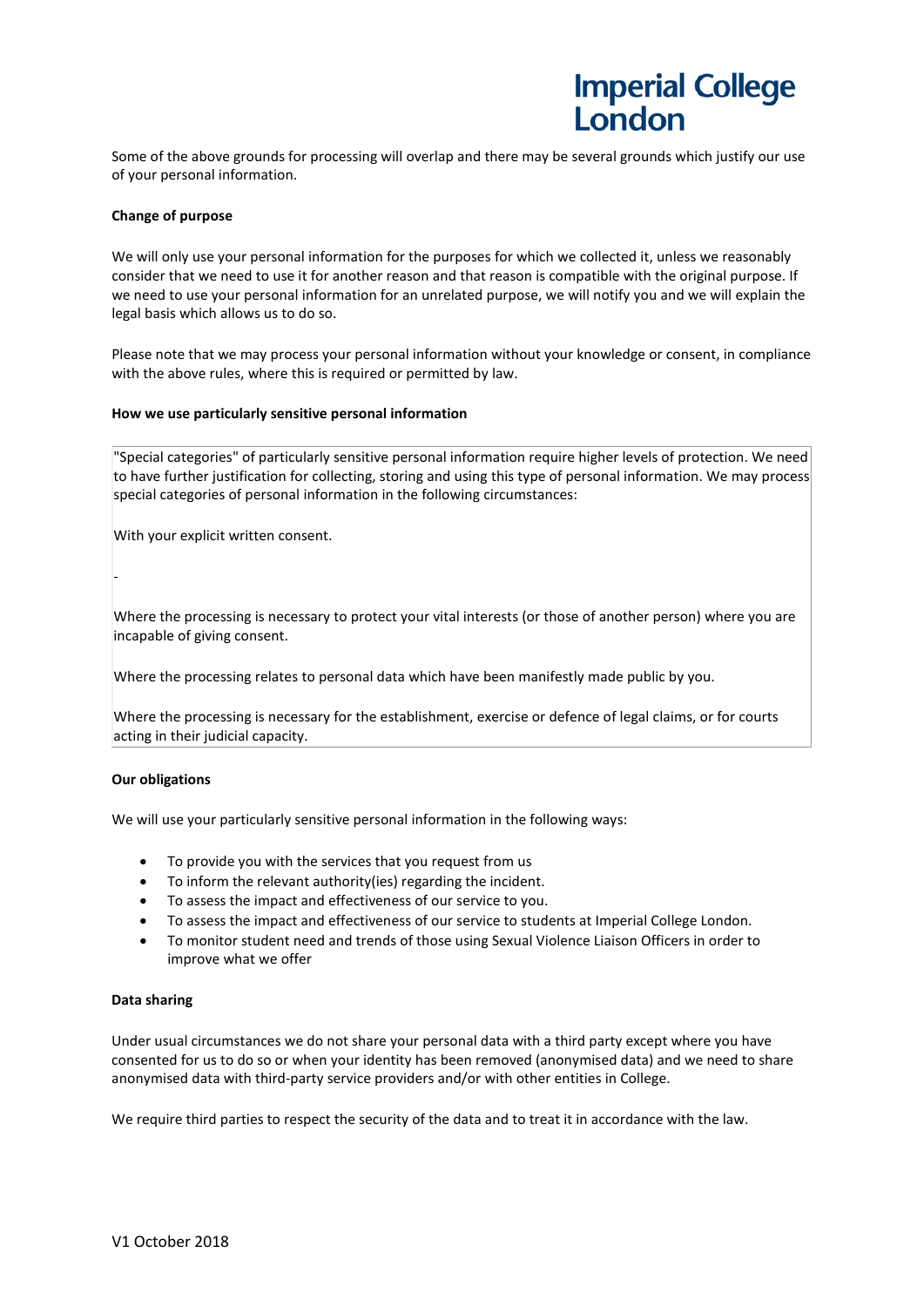Some of the above grounds for processing will overlap and there may be several grounds which justify our use of your personal information.

**Change of purpose**

We will only use your personal information for the purposes for which we collected it, unless we reasonably consider that we need to use it for another reason and that reason is compatible with the original purpose. If we need to use your personal information for an unrelated purpose, we will notify you and we will explain the legal basis which allows us to do so.

Please note that we may process your personal information without your knowledge or consent, in compliance with the above rules, where this is required or permitted by law.

**How we use particularly sensitive personal information**

"Special categories" of particularly sensitive personal information require higher levels of protection. We need to have further justification for collecting, storing and using this type of personal information. We may process special categories of personal information in the following circumstances:

With your explicit written consent.

-

Where the processing is necessary to protect your vital interests (or those of another person) where you are incapable of giving consent.

Where the processing relates to personal data which have been manifestly made public by you.

Where the processing is necessary for the establishment, exercise or defence of legal claims, or for courts acting in their judicial capacity.

**Our obligations**

We will use your particularly sensitive personal information in the following ways:

- To provide you with the services that you request from us
- To inform the relevant authority(ies) regarding the incident.
- To assess the impact and effectiveness of our service to you.
- To assess the impact and effectiveness of our service to students at Imperial College London.
- To monitor student need and trends of those using Sexual Violence Liaison Officers in order to improve what we offer

**Data sharing**

Under usual circumstances we do not share your personal data with a third party except where you have consented for us to do so or when your identity has been removed (anonymised data) and we need to share anonymised data with third-party service providers and/or with other entities in College.

We require third parties to respect the security of the data and to treat it in accordance with the law.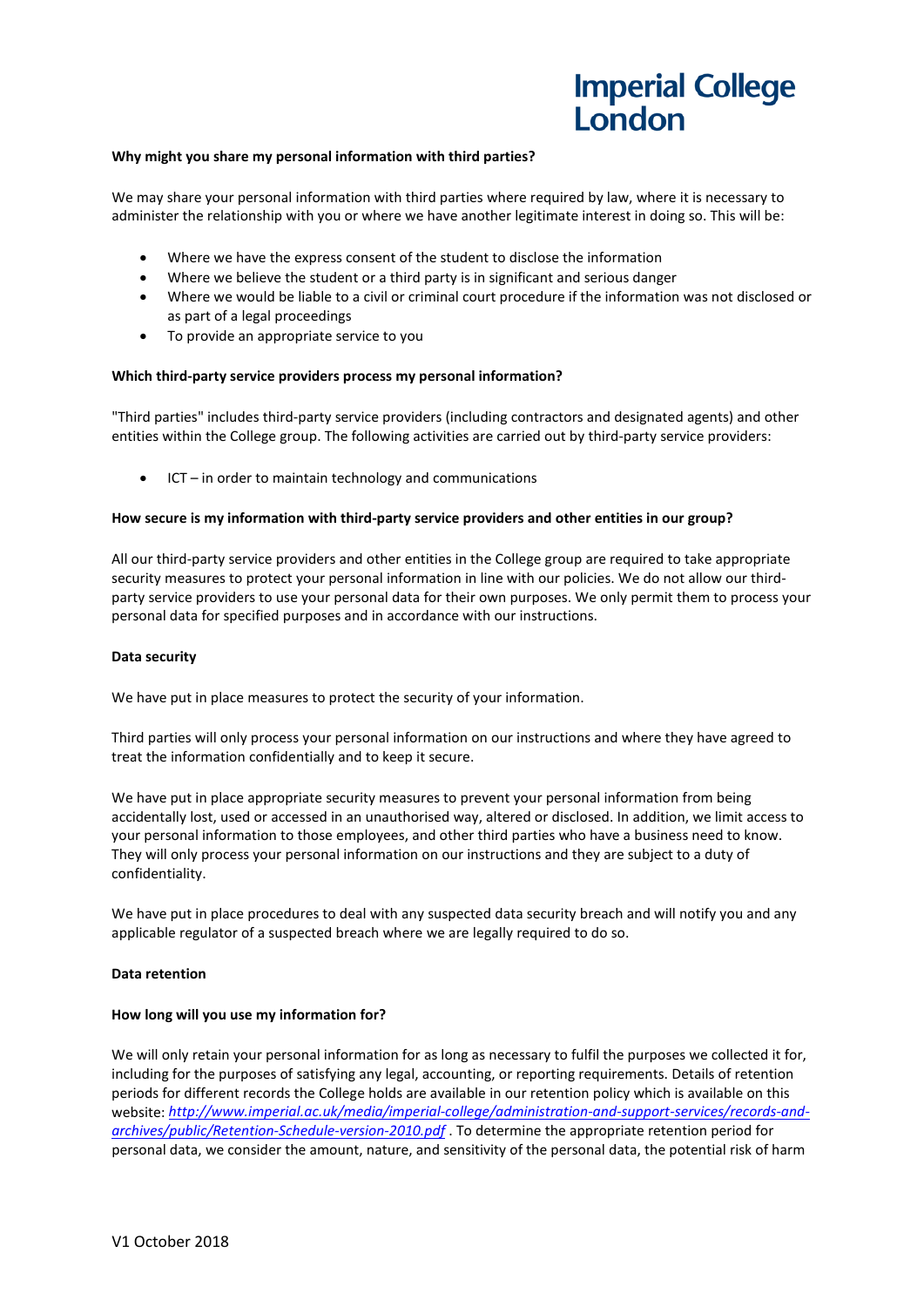**Why might you share my personal information with third parties?**

We may share your personal information with third parties where required by law, where it is necessary to administer the relationship with you or where we have another legitimate interest in doing so. This will be:

- Where we have the express consent of the student to disclose the information
- Where we believe the student or a third party is in significant and serious danger
- Where we would be liable to a civil or criminal court procedure if the information was not disclosed or as part of a legal proceedings
- To provide an appropriate service to you

**Which third-party service providers process my personal information?**

"Third parties" includes third-party service providers (including contractors and designated agents) and other entities within the College group. The following activities are carried out by third-party service providers:

- ICT – in order to maintain technology and communications

**How secure is my information with third-party service providers and other entities in our group?**

All our third-party service providers and other entities in the College group are required to take appropriate security measures to protect your personal information in line with our policies. We do not allow our third-party service providers to use your personal data for their own purposes. We only permit them to process your personal data for specified purposes and in accordance with our instructions.

**Data security**

We have put in place measures to protect the security of your information.

Third parties will only process your personal information on our instructions and where they have agreed to treat the information confidentially and to keep it secure.

We have put in place appropriate security measures to prevent your personal information from being accidentally lost, used or accessed in an unauthorised way, altered or disclosed. In addition, we limit access to your personal information to those employees, and other third parties who have a business need to know. They will only process your personal information on our instructions and they are subject to a duty of confidentiality.

We have put in place procedures to deal with any suspected data security breach and will notify you and any applicable regulator of a suspected breach where we are legally required to do so.

**Data retention**

**How long will you use my information for?**

We will only retain your personal information for as long as necessary to fulfil the purposes we collected it for, including for the purposes of satisfying any legal, accounting, or reporting requirements. Details of retention periods for different records the College holds are available in our retention policy which is available on this website: *http://www.imperial.ac.uk/media/imperial-college/administration-and-support-services/records-and-archives/public/Retention-Schedule-version-2010.pdf* . To determine the appropriate retention period for personal data, we consider the amount, nature, and sensitivity of the personal data, the potential risk of harm

V1 October 2018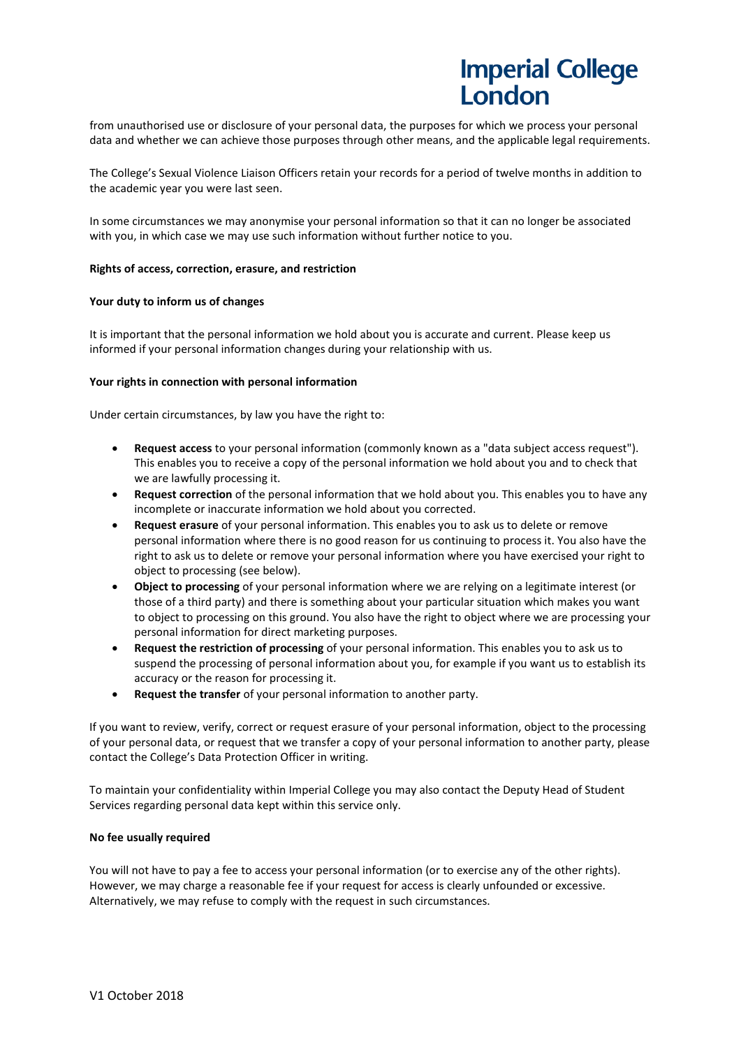from unauthorised use or disclosure of your personal data, the purposes for which we process your personal data and whether we can achieve those purposes through other means, and the applicable legal requirements.

The College's Sexual Violence Liaison Officers retain your records for a period of twelve months in addition to the academic year you were last seen.

In some circumstances we may anonymise your personal information so that it can no longer be associated with you, in which case we may use such information without further notice to you.

**Rights of access, correction, erasure, and restriction**

**Your duty to inform us of changes**

It is important that the personal information we hold about you is accurate and current. Please keep us informed if your personal information changes during your relationship with us.

**Your rights in connection with personal information**

Under certain circumstances, by law you have the right to:

- **Request access** to your personal information (commonly known as a "data subject access request"). This enables you to receive a copy of the personal information we hold about you and to check that we are lawfully processing it.
- **Request correction** of the personal information that we hold about you. This enables you to have any incomplete or inaccurate information we hold about you corrected.
- **Request erasure** of your personal information. This enables you to ask us to delete or remove personal information where there is no good reason for us continuing to process it. You also have the right to ask us to delete or remove your personal information where you have exercised your right to object to processing (see below).
- **Object to processing** of your personal information where we are relying on a legitimate interest (or those of a third party) and there is something about your particular situation which makes you want to object to processing on this ground. You also have the right to object where we are processing your personal information for direct marketing purposes.
- **Request the restriction of processing** of your personal information. This enables you to ask us to suspend the processing of personal information about you, for example if you want us to establish its accuracy or the reason for processing it.
- **Request the transfer** of your personal information to another party.

If you want to review, verify, correct or request erasure of your personal information, object to the processing of your personal data, or request that we transfer a copy of your personal information to another party, please contact the College's Data Protection Officer in writing.

To maintain your confidentiality within Imperial College you may also contact the Deputy Head of Student Services regarding personal data kept within this service only.

**No fee usually required**

You will not have to pay a fee to access your personal information (or to exercise any of the other rights). However, we may charge a reasonable fee if your request for access is clearly unfounded or excessive. Alternatively, we may refuse to comply with the request in such circumstances.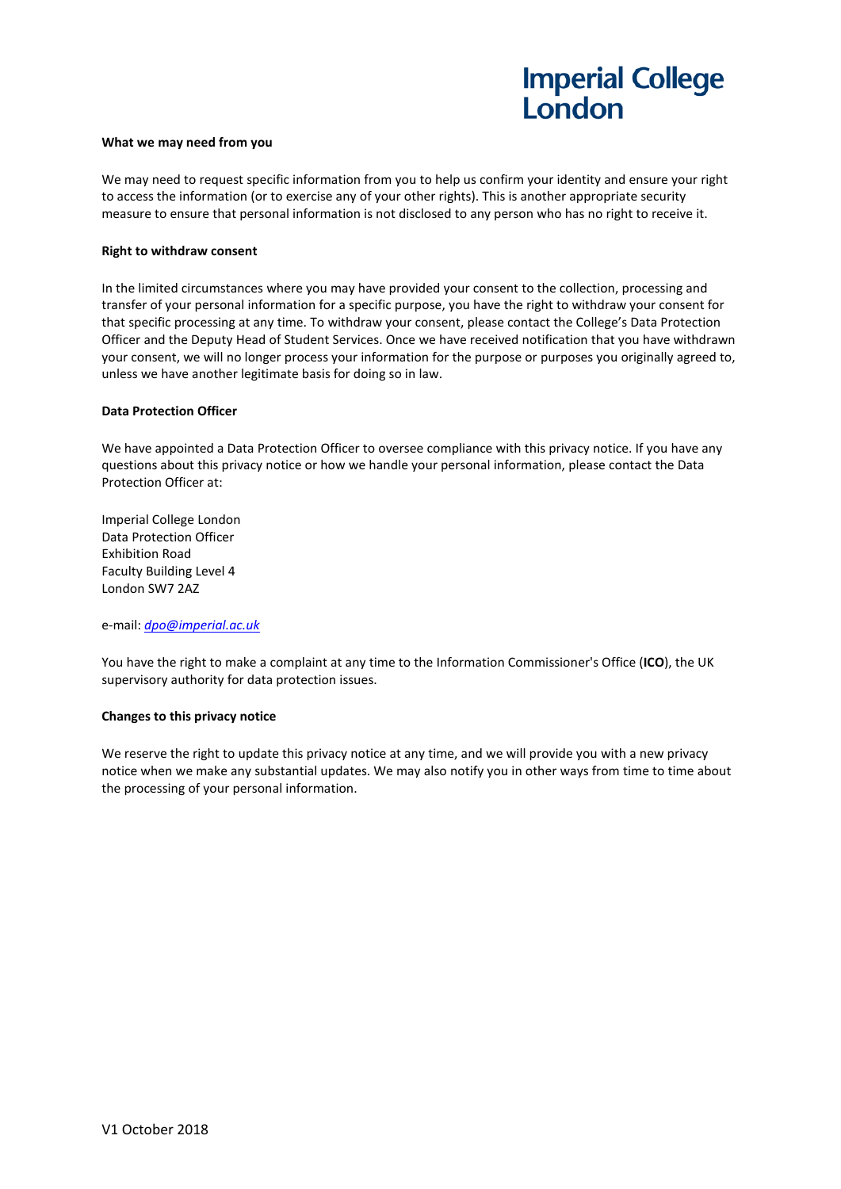**What we may need from you**

We may need to request specific information from you to help us confirm your identity and ensure your right to access the information (or to exercise any of your other rights). This is another appropriate security measure to ensure that personal information is not disclosed to any person who has no right to receive it.

**Right to withdraw consent**

In the limited circumstances where you may have provided your consent to the collection, processing and transfer of your personal information for a specific purpose, you have the right to withdraw your consent for that specific processing at any time. To withdraw your consent, please contact the College's Data Protection Officer and the Deputy Head of Student Services. Once we have received notification that you have withdrawn your consent, we will no longer process your information for the purpose or purposes you originally agreed to, unless we have another legitimate basis for doing so in law.

**Data Protection Officer**

We have appointed a Data Protection Officer to oversee compliance with this privacy notice. If you have any questions about this privacy notice or how we handle your personal information, please contact the Data Protection Officer at:

Imperial College London
Data Protection Officer
Exhibition Road
Faculty Building Level 4
London SW7 2AZ

e-mail: *dpo@imperial.ac.uk*

You have the right to make a complaint at any time to the Information Commissioner's Office (**ICO**), the UK supervisory authority for data protection issues.

**Changes to this privacy notice**

We reserve the right to update this privacy notice at any time, and we will provide you with a new privacy notice when we make any substantial updates. We may also notify you in other ways from time to time about the processing of your personal information.